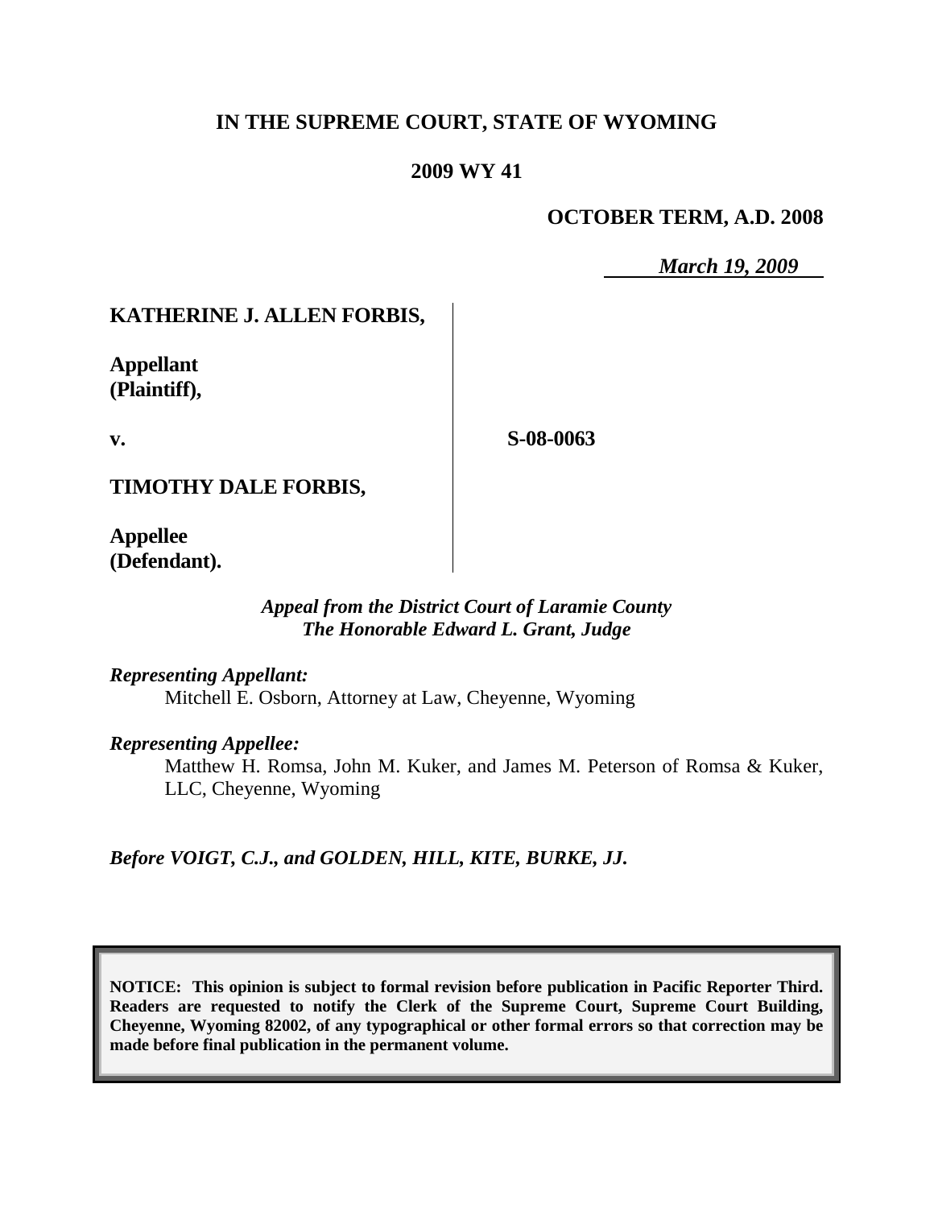**IN THE SUPREME COURT, STATE OF WYOMING**

**2009 WY 41**

**OCTOBER TERM, A.D. 2008**

*March 19, 2009*

| | |
|---|---|
| **KATHERINE J. ALLEN FORBIS,**<br><br>**Appellant (Plaintiff),**<br><br>**v.**<br><br>**TIMOTHY DALE FORBIS,**<br><br>**Appellee (Defendant).** | **S-08-0063** |

*Appeal from the District Court of Laramie County*
*The Honorable Edward L. Grant, Judge*

*Representing Appellant:*

Mitchell E. Osborn, Attorney at Law, Cheyenne, Wyoming

*Representing Appellee:*

Matthew H. Romsa, John M. Kuker, and James M. Peterson of Romsa & Kuker, LLC, Cheyenne, Wyoming

*Before VOIGT, C.J., and GOLDEN, HILL, KITE, BURKE, JJ.*

**NOTICE: This opinion is subject to formal revision before publication in Pacific Reporter Third. Readers are requested to notify the Clerk of the Supreme Court, Supreme Court Building, Cheyenne, Wyoming 82002, of any typographical or other formal errors so that correction may be made before final publication in the permanent volume.**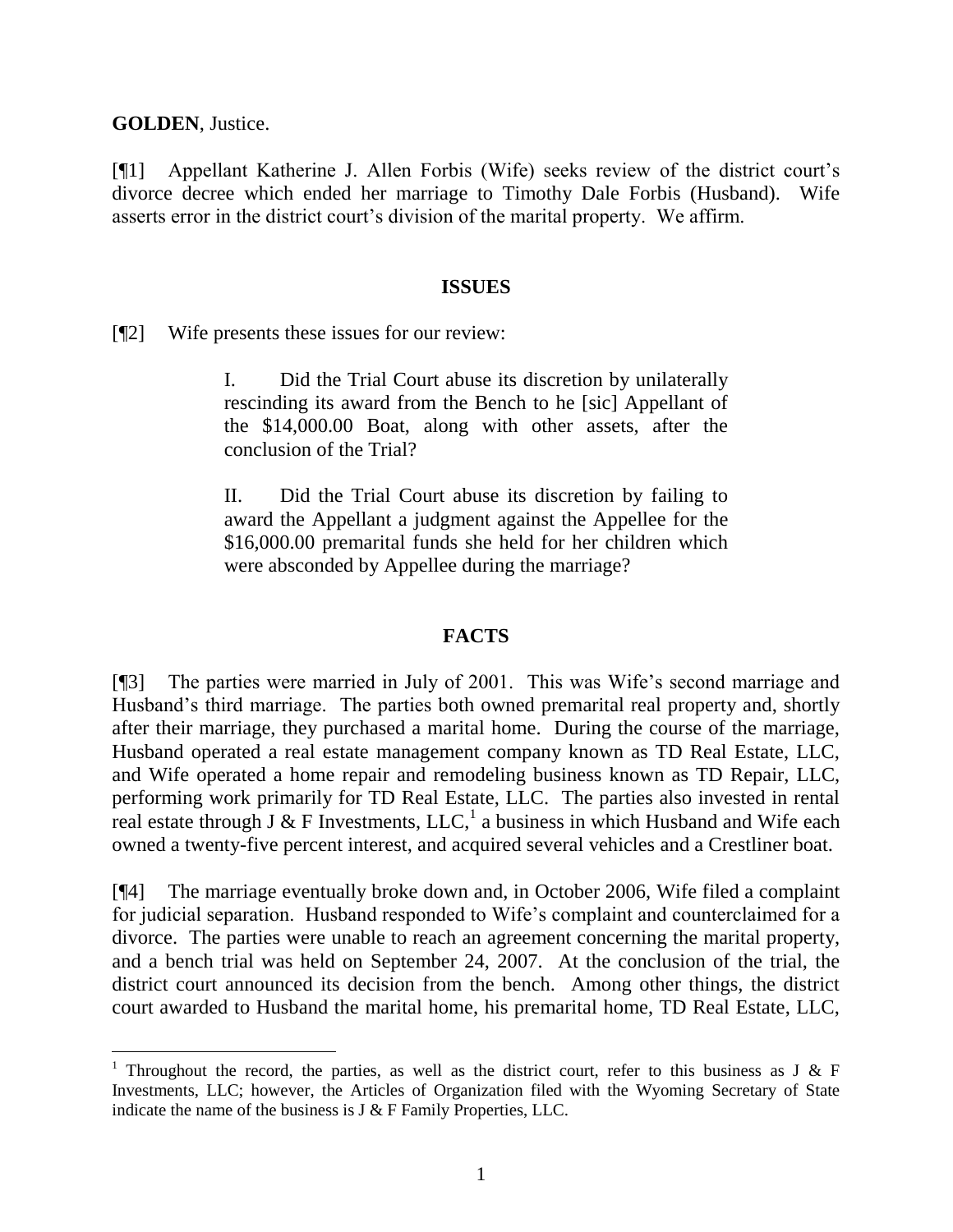**GOLDEN**, Justice.

[¶1] Appellant Katherine J. Allen Forbis (Wife) seeks review of the district court's divorce decree which ended her marriage to Timothy Dale Forbis (Husband). Wife asserts error in the district court's division of the marital property. We affirm.

## ISSUES

[¶2] Wife presents these issues for our review:

> I. Did the Trial Court abuse its discretion by unilaterally rescinding its award from the Bench to he [sic] Appellant of the $14,000.00 Boat, along with other assets, after the conclusion of the Trial?
>
> II. Did the Trial Court abuse its discretion by failing to award the Appellant a judgment against the Appellee for the $16,000.00 premarital funds she held for her children which were absconded by Appellee during the marriage?

## FACTS

[¶3] The parties were married in July of 2001. This was Wife's second marriage and Husband's third marriage. The parties both owned premarital real property and, shortly after their marriage, they purchased a marital home. During the course of the marriage, Husband operated a real estate management company known as TD Real Estate, LLC, and Wife operated a home repair and remodeling business known as TD Repair, LLC, performing work primarily for TD Real Estate, LLC. The parties also invested in rental real estate through J & F Investments, LLC,[1] a business in which Husband and Wife each owned a twenty-five percent interest, and acquired several vehicles and a Crestliner boat.

[¶4] The marriage eventually broke down and, in October 2006, Wife filed a complaint for judicial separation. Husband responded to Wife's complaint and counterclaimed for a divorce. The parties were unable to reach an agreement concerning the marital property, and a bench trial was held on September 24, 2007. At the conclusion of the trial, the district court announced its decision from the bench. Among other things, the district court awarded to Husband the marital home, his premarital home, TD Real Estate, LLC,

---

[1] Throughout the record, the parties, as well as the district court, refer to this business as J & F Investments, LLC; however, the Articles of Organization filed with the Wyoming Secretary of State indicate the name of the business is J & F Family Properties, LLC.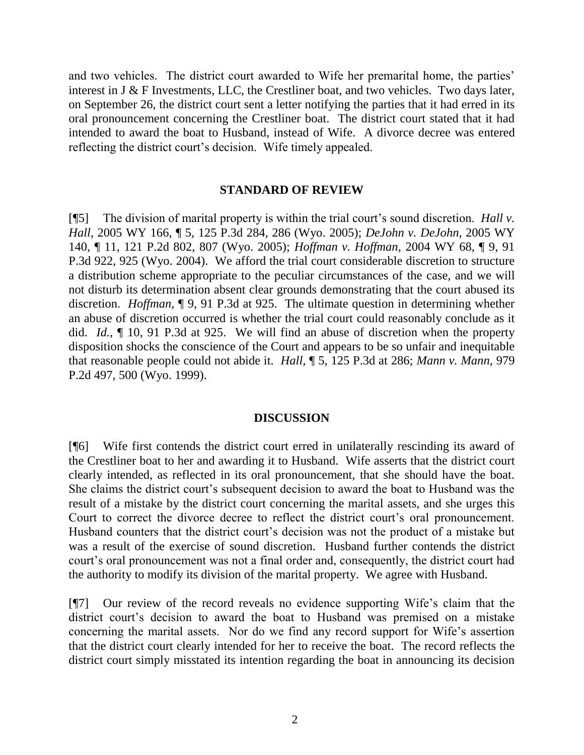and two vehicles. The district court awarded to Wife her premarital home, the parties' interest in J & F Investments, LLC, the Crestliner boat, and two vehicles. Two days later, on September 26, the district court sent a letter notifying the parties that it had erred in its oral pronouncement concerning the Crestliner boat. The district court stated that it had intended to award the boat to Husband, instead of Wife. A divorce decree was entered reflecting the district court's decision. Wife timely appealed.

## STANDARD OF REVIEW

[¶5] The division of marital property is within the trial court's sound discretion. *Hall v. Hall*, 2005 WY 166, ¶ 5, 125 P.3d 284, 286 (Wyo. 2005); *DeJohn v. DeJohn*, 2005 WY 140, ¶ 11, 121 P.2d 802, 807 (Wyo. 2005); *Hoffman v. Hoffman*, 2004 WY 68, ¶ 9, 91 P.3d 922, 925 (Wyo. 2004). We afford the trial court considerable discretion to structure a distribution scheme appropriate to the peculiar circumstances of the case, and we will not disturb its determination absent clear grounds demonstrating that the court abused its discretion. *Hoffman*, ¶ 9, 91 P.3d at 925. The ultimate question in determining whether an abuse of discretion occurred is whether the trial court could reasonably conclude as it did. *Id.*, ¶ 10, 91 P.3d at 925. We will find an abuse of discretion when the property disposition shocks the conscience of the Court and appears to be so unfair and inequitable that reasonable people could not abide it. *Hall*, ¶ 5, 125 P.3d at 286; *Mann v. Mann*, 979 P.2d 497, 500 (Wyo. 1999).

## DISCUSSION

[¶6] Wife first contends the district court erred in unilaterally rescinding its award of the Crestliner boat to her and awarding it to Husband. Wife asserts that the district court clearly intended, as reflected in its oral pronouncement, that she should have the boat. She claims the district court's subsequent decision to award the boat to Husband was the result of a mistake by the district court concerning the marital assets, and she urges this Court to correct the divorce decree to reflect the district court's oral pronouncement. Husband counters that the district court's decision was not the product of a mistake but was a result of the exercise of sound discretion. Husband further contends the district court's oral pronouncement was not a final order and, consequently, the district court had the authority to modify its division of the marital property. We agree with Husband.

[¶7] Our review of the record reveals no evidence supporting Wife's claim that the district court's decision to award the boat to Husband was premised on a mistake concerning the marital assets. Nor do we find any record support for Wife's assertion that the district court clearly intended for her to receive the boat. The record reflects the district court simply misstated its intention regarding the boat in announcing its decision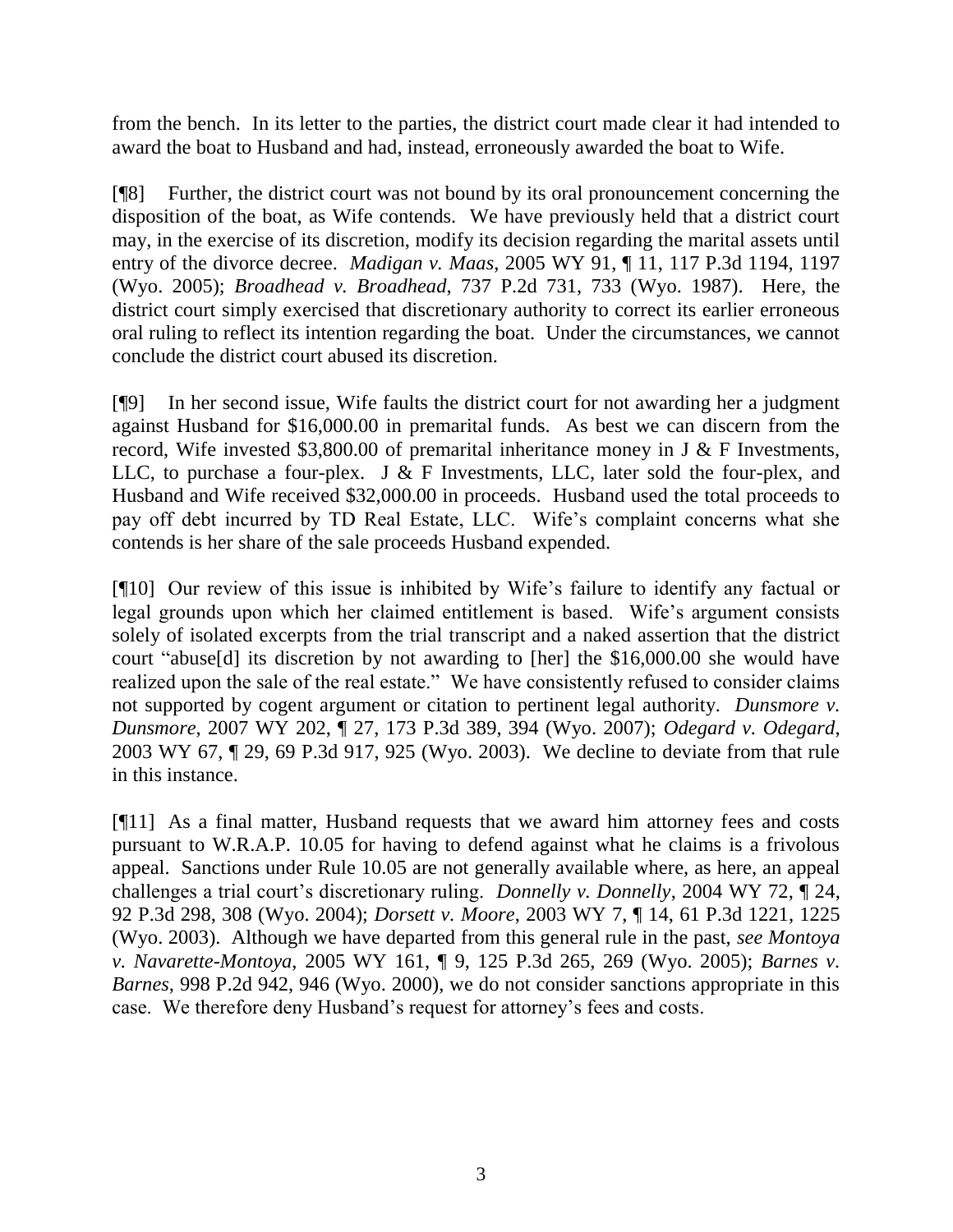from the bench. In its letter to the parties, the district court made clear it had intended to award the boat to Husband and had, instead, erroneously awarded the boat to Wife.

[¶8] Further, the district court was not bound by its oral pronouncement concerning the disposition of the boat, as Wife contends. We have previously held that a district court may, in the exercise of its discretion, modify its decision regarding the marital assets until entry of the divorce decree. *Madigan v. Maas*, 2005 WY 91, ¶ 11, 117 P.3d 1194, 1197 (Wyo. 2005); *Broadhead v. Broadhead*, 737 P.2d 731, 733 (Wyo. 1987). Here, the district court simply exercised that discretionary authority to correct its earlier erroneous oral ruling to reflect its intention regarding the boat. Under the circumstances, we cannot conclude the district court abused its discretion.

[¶9] In her second issue, Wife faults the district court for not awarding her a judgment against Husband for $16,000.00 in premarital funds. As best we can discern from the record, Wife invested $3,800.00 of premarital inheritance money in J & F Investments, LLC, to purchase a four-plex. J & F Investments, LLC, later sold the four-plex, and Husband and Wife received $32,000.00 in proceeds. Husband used the total proceeds to pay off debt incurred by TD Real Estate, LLC. Wife's complaint concerns what she contends is her share of the sale proceeds Husband expended.

[¶10] Our review of this issue is inhibited by Wife's failure to identify any factual or legal grounds upon which her claimed entitlement is based. Wife's argument consists solely of isolated excerpts from the trial transcript and a naked assertion that the district court "abuse[d] its discretion by not awarding to [her] the $16,000.00 she would have realized upon the sale of the real estate." We have consistently refused to consider claims not supported by cogent argument or citation to pertinent legal authority. *Dunsmore v. Dunsmore*, 2007 WY 202, ¶ 27, 173 P.3d 389, 394 (Wyo. 2007); *Odegard v. Odegard*, 2003 WY 67, ¶ 29, 69 P.3d 917, 925 (Wyo. 2003). We decline to deviate from that rule in this instance.

[¶11] As a final matter, Husband requests that we award him attorney fees and costs pursuant to W.R.A.P. 10.05 for having to defend against what he claims is a frivolous appeal. Sanctions under Rule 10.05 are not generally available where, as here, an appeal challenges a trial court's discretionary ruling. *Donnelly v. Donnelly*, 2004 WY 72, ¶ 24, 92 P.3d 298, 308 (Wyo. 2004); *Dorsett v. Moore*, 2003 WY 7, ¶ 14, 61 P.3d 1221, 1225 (Wyo. 2003). Although we have departed from this general rule in the past, *see Montoya v. Navarette-Montoya*, 2005 WY 161, ¶ 9, 125 P.3d 265, 269 (Wyo. 2005); *Barnes v. Barnes*, 998 P.2d 942, 946 (Wyo. 2000), we do not consider sanctions appropriate in this case. We therefore deny Husband's request for attorney's fees and costs.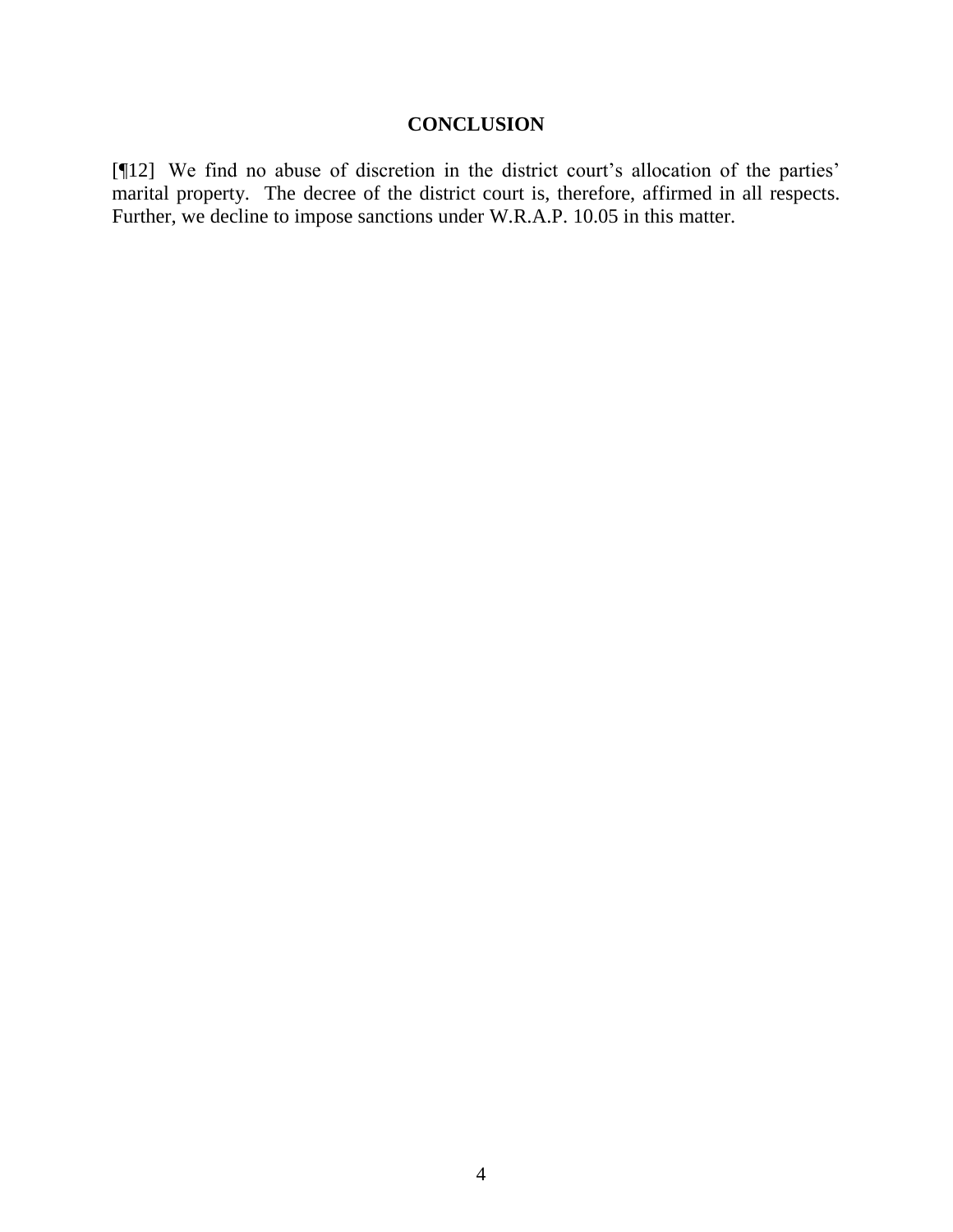## CONCLUSION

[¶12] We find no abuse of discretion in the district court's allocation of the parties' marital property. The decree of the district court is, therefore, affirmed in all respects. Further, we decline to impose sanctions under W.R.A.P. 10.05 in this matter.